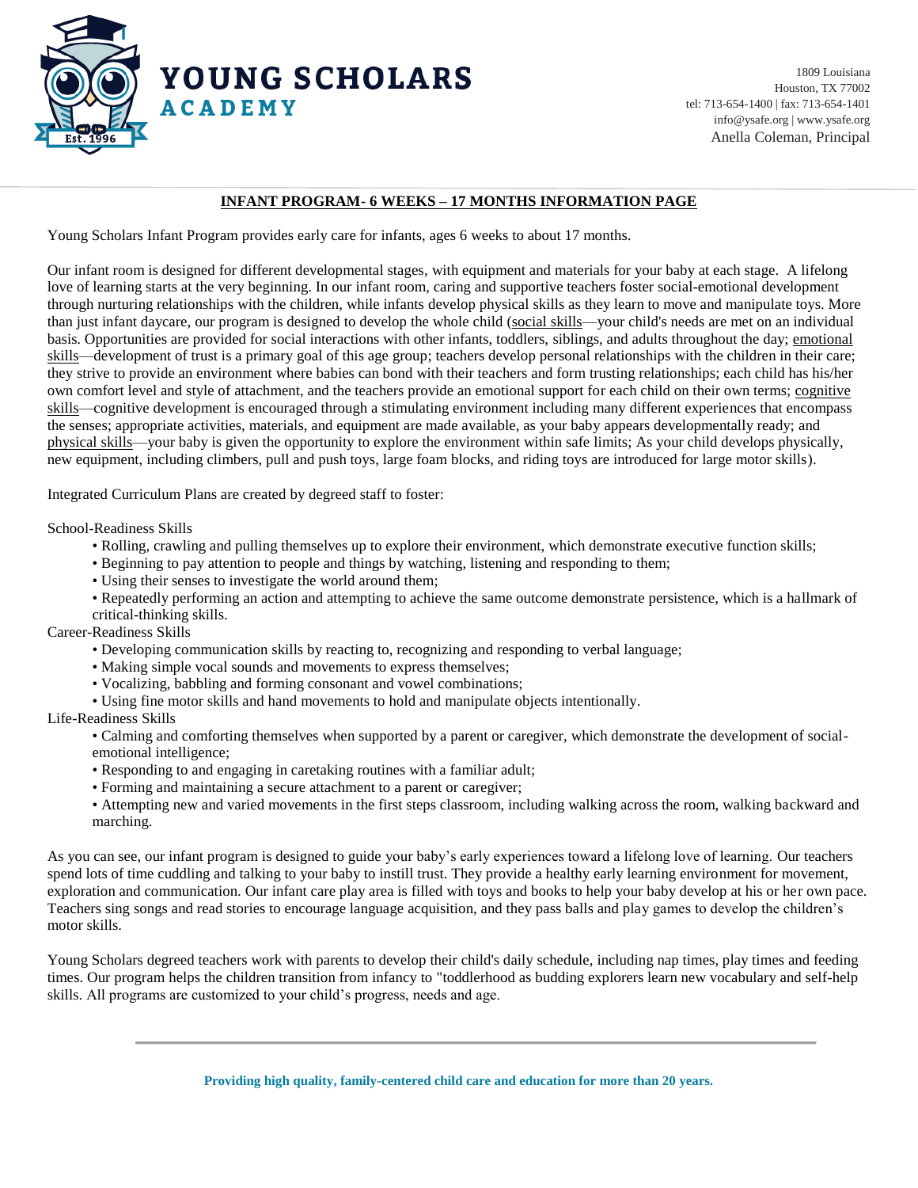# YOUNG SCHOLARS ACADEMY

Est. 1996

1809 Louisiana
Houston, TX 77002
tel: 713-654-1400 | fax: 713-654-1401
info@ysafe.org | www.ysafe.org
Anella Coleman, Principal

## INFANT PROGRAM- 6 WEEKS – 17 MONTHS INFORMATION PAGE

Young Scholars Infant Program provides early care for infants, ages 6 weeks to about 17 months.

Our infant room is designed for different developmental stages, with equipment and materials for your baby at each stage. A lifelong love of learning starts at the very beginning. In our infant room, caring and supportive teachers foster social-emotional development through nurturing relationships with the children, while infants develop physical skills as they learn to move and manipulate toys. More than just infant daycare, our program is designed to develop the whole child (social skills—your child's needs are met on an individual basis. Opportunities are provided for social interactions with other infants, toddlers, siblings, and adults throughout the day; emotional skills—development of trust is a primary goal of this age group; teachers develop personal relationships with the children in their care; they strive to provide an environment where babies can bond with their teachers and form trusting relationships; each child has his/her own comfort level and style of attachment, and the teachers provide an emotional support for each child on their own terms; cognitive skills—cognitive development is encouraged through a stimulating environment including many different experiences that encompass the senses; appropriate activities, materials, and equipment are made available, as your baby appears developmentally ready; and physical skills—your baby is given the opportunity to explore the environment within safe limits; As your child develops physically, new equipment, including climbers, pull and push toys, large foam blocks, and riding toys are introduced for large motor skills).

Integrated Curriculum Plans are created by degreed staff to foster:

School-Readiness Skills

- Rolling, crawling and pulling themselves up to explore their environment, which demonstrate executive function skills;
- Beginning to pay attention to people and things by watching, listening and responding to them;
- Using their senses to investigate the world around them;
- Repeatedly performing an action and attempting to achieve the same outcome demonstrate persistence, which is a hallmark of critical-thinking skills.

Career-Readiness Skills

- Developing communication skills by reacting to, recognizing and responding to verbal language;
- Making simple vocal sounds and movements to express themselves;
- Vocalizing, babbling and forming consonant and vowel combinations;
- Using fine motor skills and hand movements to hold and manipulate objects intentionally.

Life-Readiness Skills

- Calming and comforting themselves when supported by a parent or caregiver, which demonstrate the development of social-emotional intelligence;
- Responding to and engaging in caretaking routines with a familiar adult;
- Forming and maintaining a secure attachment to a parent or caregiver;
- Attempting new and varied movements in the first steps classroom, including walking across the room, walking backward and marching.

As you can see, our infant program is designed to guide your baby's early experiences toward a lifelong love of learning. Our teachers spend lots of time cuddling and talking to your baby to instill trust. They provide a healthy early learning environment for movement, exploration and communication. Our infant care play area is filled with toys and books to help your baby develop at his or her own pace. Teachers sing songs and read stories to encourage language acquisition, and they pass balls and play games to develop the children's motor skills.

Young Scholars degreed teachers work with parents to develop their child's daily schedule, including nap times, play times and feeding times. Our program helps the children transition from infancy to "toddlerhood as budding explorers learn new vocabulary and self-help skills. All programs are customized to your child's progress, needs and age.

**Providing high quality, family-centered child care and education for more than 20 years.**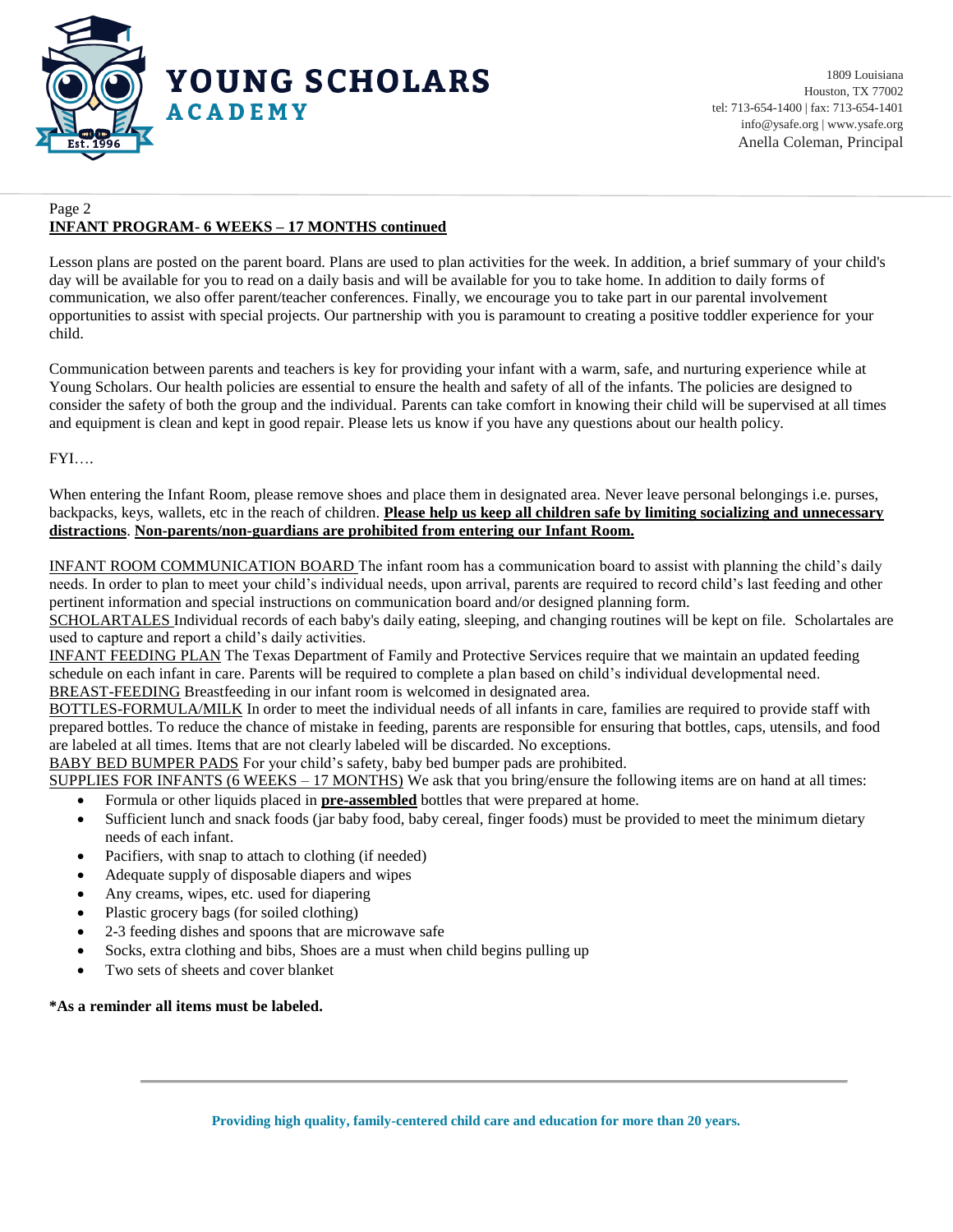Page 2
**INFANT PROGRAM- 6 WEEKS – 17 MONTHS continued**

Lesson plans are posted on the parent board. Plans are used to plan activities for the week. In addition, a brief summary of your child's day will be available for you to read on a daily basis and will be available for you to take home. In addition to daily forms of communication, we also offer parent/teacher conferences. Finally, we encourage you to take part in our parental involvement opportunities to assist with special projects. Our partnership with you is paramount to creating a positive toddler experience for your child.

Communication between parents and teachers is key for providing your infant with a warm, safe, and nurturing experience while at Young Scholars. Our health policies are essential to ensure the health and safety of all of the infants. The policies are designed to consider the safety of both the group and the individual. Parents can take comfort in knowing their child will be supervised at all times and equipment is clean and kept in good repair. Please lets us know if you have any questions about our health policy.

FYI….

When entering the Infant Room, please remove shoes and place them in designated area. Never leave personal belongings i.e. purses, backpacks, keys, wallets, etc in the reach of children. **Please help us keep all children safe by limiting socializing and unnecessary distractions**. **Non-parents/non-guardians are prohibited from entering our Infant Room.**

INFANT ROOM COMMUNICATION BOARD The infant room has a communication board to assist with planning the child's daily needs. In order to plan to meet your child's individual needs, upon arrival, parents are required to record child's last feeding and other pertinent information and special instructions on communication board and/or designed planning form.
SCHOLARTALES Individual records of each baby's daily eating, sleeping, and changing routines will be kept on file. Scholartales are used to capture and report a child's daily activities.
INFANT FEEDING PLAN The Texas Department of Family and Protective Services require that we maintain an updated feeding schedule on each infant in care. Parents will be required to complete a plan based on child's individual developmental need.
BREAST-FEEDING Breastfeeding in our infant room is welcomed in designated area.
BOTTLES-FORMULA/MILK In order to meet the individual needs of all infants in care, families are required to provide staff with prepared bottles. To reduce the chance of mistake in feeding, parents are responsible for ensuring that bottles, caps, utensils, and food are labeled at all times. Items that are not clearly labeled will be discarded. No exceptions.
BABY BED BUMPER PADS For your child's safety, baby bed bumper pads are prohibited.
SUPPLIES FOR INFANTS (6 WEEKS – 17 MONTHS) We ask that you bring/ensure the following items are on hand at all times:

- Formula or other liquids placed in **pre-assembled** bottles that were prepared at home.
- Sufficient lunch and snack foods (jar baby food, baby cereal, finger foods) must be provided to meet the minimum dietary needs of each infant.
- Pacifiers, with snap to attach to clothing (if needed)
- Adequate supply of disposable diapers and wipes
- Any creams, wipes, etc. used for diapering
- Plastic grocery bags (for soiled clothing)
- 2-3 feeding dishes and spoons that are microwave safe
- Socks, extra clothing and bibs, Shoes are a must when child begins pulling up
- Two sets of sheets and cover blanket

**\*As a reminder all items must be labeled.**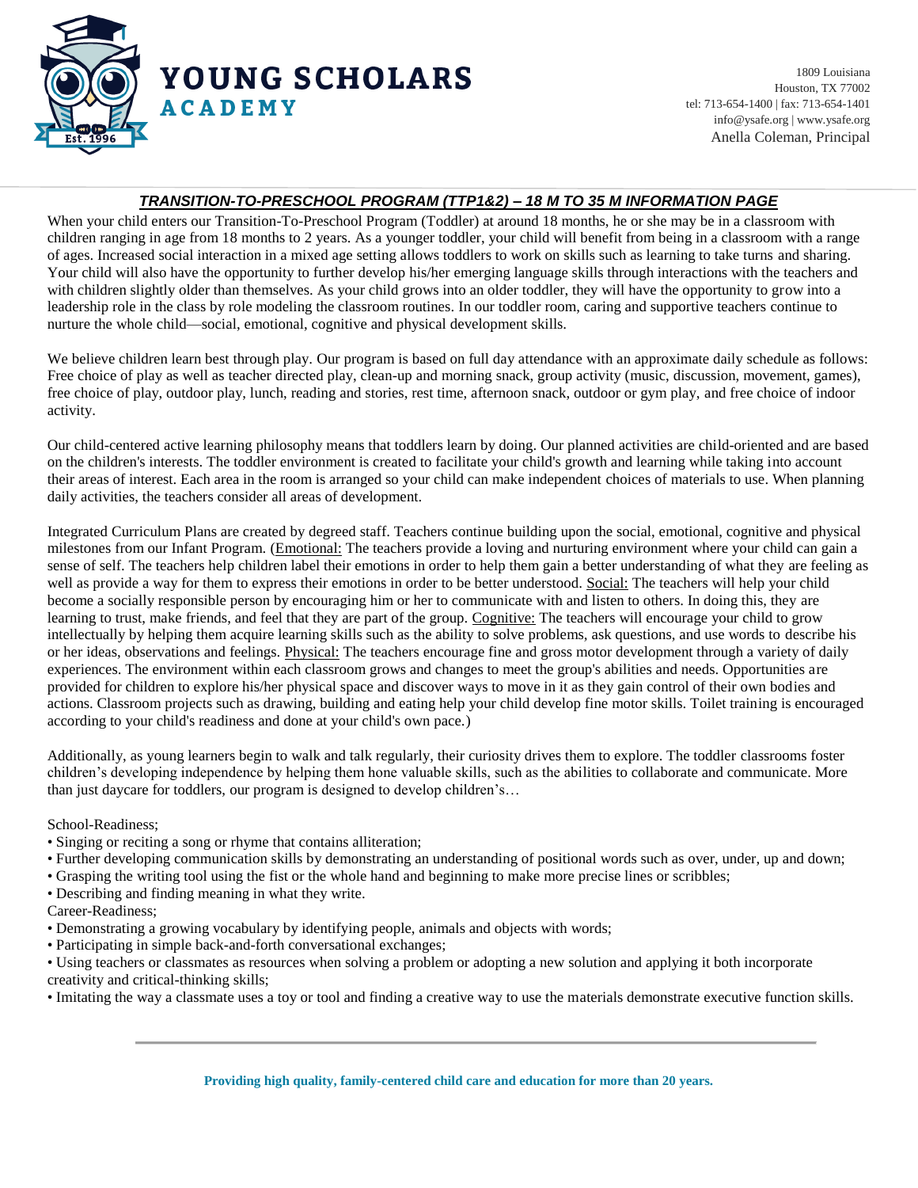# YOUNG SCHOLARS ACADEMY

Est. 1996

1809 Louisiana
Houston, TX 77002
tel: 713-654-1400 | fax: 713-654-1401
info@ysafe.org | www.ysafe.org
Anella Coleman, Principal

## ***TRANSITION-TO-PRESCHOOL PROGRAM (TTP1&2) – 18 M TO 35 M INFORMATION PAGE***

When your child enters our Transition-To-Preschool Program (Toddler) at around 18 months, he or she may be in a classroom with children ranging in age from 18 months to 2 years. As a younger toddler, your child will benefit from being in a classroom with a range of ages. Increased social interaction in a mixed age setting allows toddlers to work on skills such as learning to take turns and sharing. Your child will also have the opportunity to further develop his/her emerging language skills through interactions with the teachers and with children slightly older than themselves. As your child grows into an older toddler, they will have the opportunity to grow into a leadership role in the class by role modeling the classroom routines. In our toddler room, caring and supportive teachers continue to nurture the whole child—social, emotional, cognitive and physical development skills.

We believe children learn best through play. Our program is based on full day attendance with an approximate daily schedule as follows: Free choice of play as well as teacher directed play, clean-up and morning snack, group activity (music, discussion, movement, games), free choice of play, outdoor play, lunch, reading and stories, rest time, afternoon snack, outdoor or gym play, and free choice of indoor activity.

Our child-centered active learning philosophy means that toddlers learn by doing. Our planned activities are child-oriented and are based on the children's interests. The toddler environment is created to facilitate your child's growth and learning while taking into account their areas of interest. Each area in the room is arranged so your child can make independent choices of materials to use. When planning daily activities, the teachers consider all areas of development.

Integrated Curriculum Plans are created by degreed staff. Teachers continue building upon the social, emotional, cognitive and physical milestones from our Infant Program. (Emotional: The teachers provide a loving and nurturing environment where your child can gain a sense of self. The teachers help children label their emotions in order to help them gain a better understanding of what they are feeling as well as provide a way for them to express their emotions in order to be better understood. Social: The teachers will help your child become a socially responsible person by encouraging him or her to communicate with and listen to others. In doing this, they are learning to trust, make friends, and feel that they are part of the group. Cognitive: The teachers will encourage your child to grow intellectually by helping them acquire learning skills such as the ability to solve problems, ask questions, and use words to describe his or her ideas, observations and feelings. Physical: The teachers encourage fine and gross motor development through a variety of daily experiences. The environment within each classroom grows and changes to meet the group's abilities and needs. Opportunities are provided for children to explore his/her physical space and discover ways to move in it as they gain control of their own bodies and actions. Classroom projects such as drawing, building and eating help your child develop fine motor skills. Toilet training is encouraged according to your child's readiness and done at your child's own pace.)

Additionally, as young learners begin to walk and talk regularly, their curiosity drives them to explore. The toddler classrooms foster children's developing independence by helping them hone valuable skills, such as the abilities to collaborate and communicate. More than just daycare for toddlers, our program is designed to develop children's…

School-Readiness;
- Singing or reciting a song or rhyme that contains alliteration;
- Further developing communication skills by demonstrating an understanding of positional words such as over, under, up and down;
- Grasping the writing tool using the fist or the whole hand and beginning to make more precise lines or scribbles;
- Describing and finding meaning in what they write.

Career-Readiness;
- Demonstrating a growing vocabulary by identifying people, animals and objects with words;
- Participating in simple back-and-forth conversational exchanges;
- Using teachers or classmates as resources when solving a problem or adopting a new solution and applying it both incorporate creativity and critical-thinking skills;
- Imitating the way a classmate uses a toy or tool and finding a creative way to use the materials demonstrate executive function skills.

**Providing high quality, family-centered child care and education for more than 20 years.**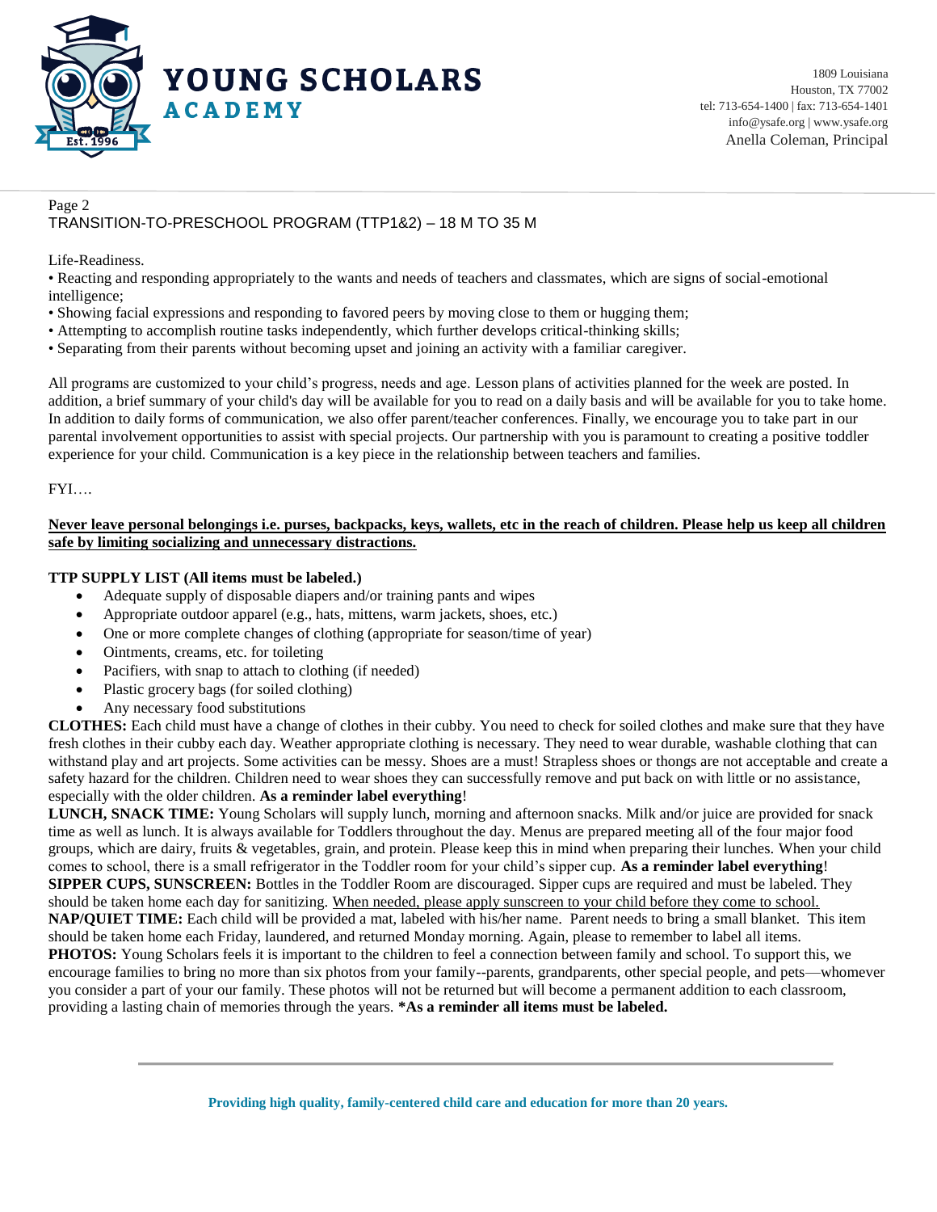Page 2

TRANSITION-TO-PRESCHOOL PROGRAM (TTP1&2) – 18 M TO 35 M

Life-Readiness.

• Reacting and responding appropriately to the wants and needs of teachers and classmates, which are signs of social-emotional intelligence;
• Showing facial expressions and responding to favored peers by moving close to them or hugging them;
• Attempting to accomplish routine tasks independently, which further develops critical-thinking skills;
• Separating from their parents without becoming upset and joining an activity with a familiar caregiver.

All programs are customized to your child's progress, needs and age. Lesson plans of activities planned for the week are posted. In addition, a brief summary of your child's day will be available for you to read on a daily basis and will be available for you to take home. In addition to daily forms of communication, we also offer parent/teacher conferences. Finally, we encourage you to take part in our parental involvement opportunities to assist with special projects. Our partnership with you is paramount to creating a positive toddler experience for your child. Communication is a key piece in the relationship between teachers and families.

FYI….

**Never leave personal belongings i.e. purses, backpacks, keys, wallets, etc in the reach of children. Please help us keep all children safe by limiting socializing and unnecessary distractions.**

**TTP SUPPLY LIST (All items must be labeled.)**

- Adequate supply of disposable diapers and/or training pants and wipes
- Appropriate outdoor apparel (e.g., hats, mittens, warm jackets, shoes, etc.)
- One or more complete changes of clothing (appropriate for season/time of year)
- Ointments, creams, etc. for toileting
- Pacifiers, with snap to attach to clothing (if needed)
- Plastic grocery bags (for soiled clothing)
- Any necessary food substitutions

**CLOTHES:** Each child must have a change of clothes in their cubby. You need to check for soiled clothes and make sure that they have fresh clothes in their cubby each day. Weather appropriate clothing is necessary. They need to wear durable, washable clothing that can withstand play and art projects. Some activities can be messy. Shoes are a must! Strapless shoes or thongs are not acceptable and create a safety hazard for the children. Children need to wear shoes they can successfully remove and put back on with little or no assistance, especially with the older children. **As a reminder label everything**!

**LUNCH, SNACK TIME:** Young Scholars will supply lunch, morning and afternoon snacks. Milk and/or juice are provided for snack time as well as lunch. It is always available for Toddlers throughout the day. Menus are prepared meeting all of the four major food groups, which are dairy, fruits & vegetables, grain, and protein. Please keep this in mind when preparing their lunches. When your child comes to school, there is a small refrigerator in the Toddler room for your child's sipper cup. **As a reminder label everything**!

**SIPPER CUPS, SUNSCREEN:** Bottles in the Toddler Room are discouraged. Sipper cups are required and must be labeled. They should be taken home each day for sanitizing. When needed, please apply sunscreen to your child before they come to school.

**NAP/QUIET TIME:** Each child will be provided a mat, labeled with his/her name. Parent needs to bring a small blanket. This item should be taken home each Friday, laundered, and returned Monday morning. Again, please to remember to label all items.

**PHOTOS:** Young Scholars feels it is important to the children to feel a connection between family and school. To support this, we encourage families to bring no more than six photos from your family--parents, grandparents, other special people, and pets—whomever you consider a part of your our family. These photos will not be returned but will become a permanent addition to each classroom, providing a lasting chain of memories through the years. ***As a reminder all items must be labeled.**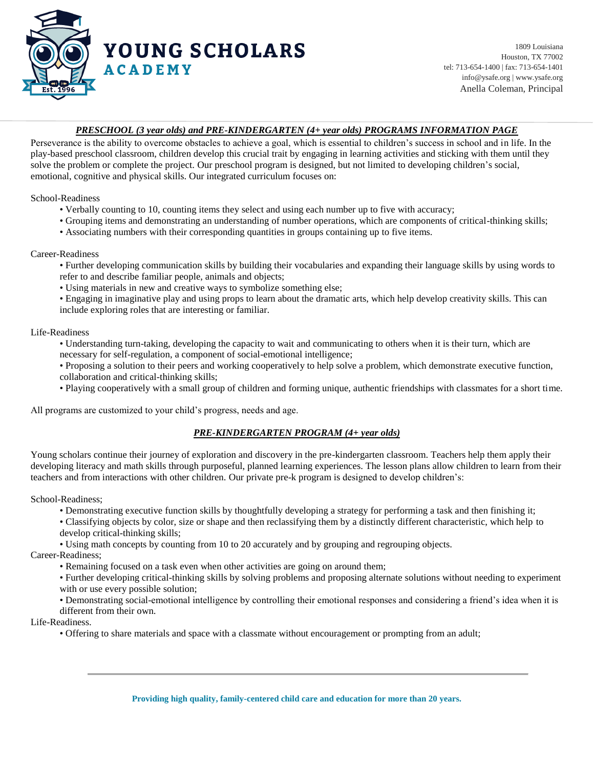# YOUNG SCHOLARS ACADEMY

1809 Louisiana
Houston, TX 77002
tel: 713-654-1400 | fax: 713-654-1401
info@ysafe.org | www.ysafe.org
Anella Coleman, Principal

## *PRESCHOOL (3 year olds) and PRE-KINDERGARTEN (4+ year olds) PROGRAMS INFORMATION PAGE*

Perseverance is the ability to overcome obstacles to achieve a goal, which is essential to children's success in school and in life. In the play-based preschool classroom, children develop this crucial trait by engaging in learning activities and sticking with them until they solve the problem or complete the project. Our preschool program is designed, but not limited to developing children's social, emotional, cognitive and physical skills. Our integrated curriculum focuses on:

School-Readiness

- Verbally counting to 10, counting items they select and using each number up to five with accuracy;
- Grouping items and demonstrating an understanding of number operations, which are components of critical-thinking skills;
- Associating numbers with their corresponding quantities in groups containing up to five items.

Career-Readiness

- Further developing communication skills by building their vocabularies and expanding their language skills by using words to refer to and describe familiar people, animals and objects;
- Using materials in new and creative ways to symbolize something else;
- Engaging in imaginative play and using props to learn about the dramatic arts, which help develop creativity skills. This can include exploring roles that are interesting or familiar.

Life-Readiness

- Understanding turn-taking, developing the capacity to wait and communicating to others when it is their turn, which are necessary for self-regulation, a component of social-emotional intelligence;
- Proposing a solution to their peers and working cooperatively to help solve a problem, which demonstrate executive function, collaboration and critical-thinking skills;
- Playing cooperatively with a small group of children and forming unique, authentic friendships with classmates for a short time.

All programs are customized to your child's progress, needs and age.

## *PRE-KINDERGARTEN PROGRAM (4+ year olds)*

Young scholars continue their journey of exploration and discovery in the pre-kindergarten classroom. Teachers help them apply their developing literacy and math skills through purposeful, planned learning experiences. The lesson plans allow children to learn from their teachers and from interactions with other children. Our private pre-k program is designed to develop children's:

School-Readiness;

- Demonstrating executive function skills by thoughtfully developing a strategy for performing a task and then finishing it;
- Classifying objects by color, size or shape and then reclassifying them by a distinctly different characteristic, which help to develop critical-thinking skills;
- Using math concepts by counting from 10 to 20 accurately and by grouping and regrouping objects.

Career-Readiness;

- Remaining focused on a task even when other activities are going on around them;
- Further developing critical-thinking skills by solving problems and proposing alternate solutions without needing to experiment with or use every possible solution;
- Demonstrating social-emotional intelligence by controlling their emotional responses and considering a friend's idea when it is different from their own.

Life-Readiness.

- Offering to share materials and space with a classmate without encouragement or prompting from an adult;

**Providing high quality, family-centered child care and education for more than 20 years.**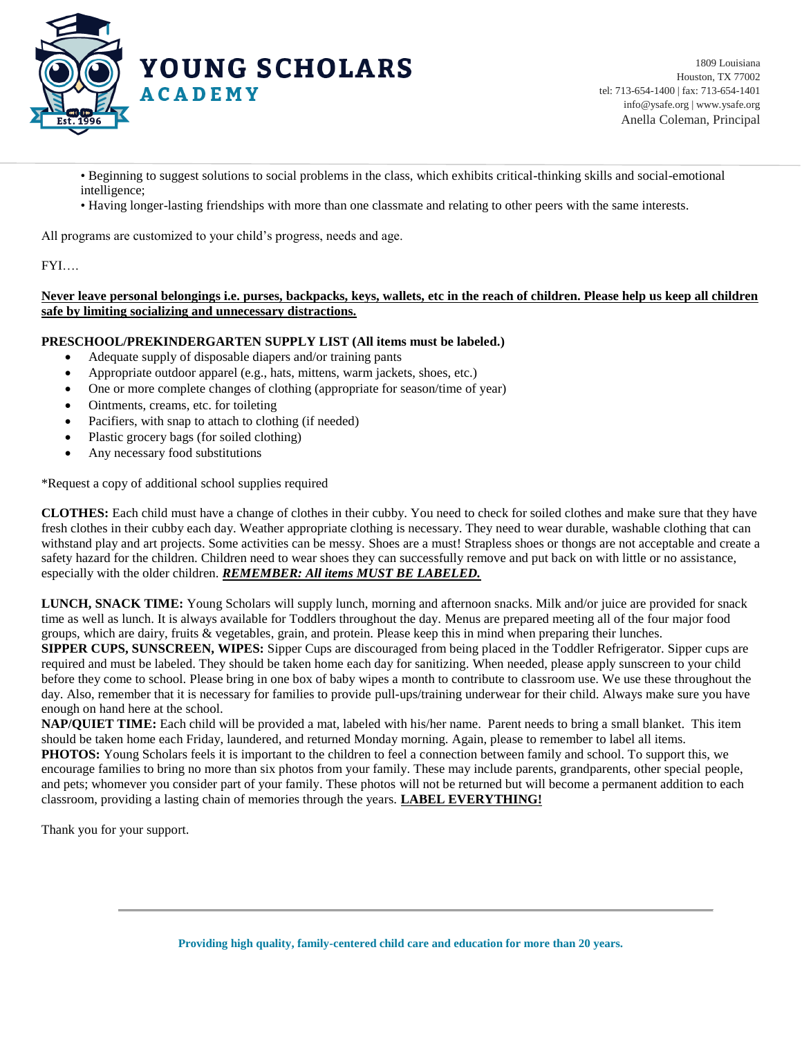• Beginning to suggest solutions to social problems in the class, which exhibits critical-thinking skills and social-emotional intelligence;

• Having longer-lasting friendships with more than one classmate and relating to other peers with the same interests.

All programs are customized to your child's progress, needs and age.

FYI….

**Never leave personal belongings i.e. purses, backpacks, keys, wallets, etc in the reach of children. Please help us keep all children safe by limiting socializing and unnecessary distractions.**

**PRESCHOOL/PREKINDERGARTEN SUPPLY LIST (All items must be labeled.)**

- Adequate supply of disposable diapers and/or training pants
- Appropriate outdoor apparel (e.g., hats, mittens, warm jackets, shoes, etc.)
- One or more complete changes of clothing (appropriate for season/time of year)
- Ointments, creams, etc. for toileting
- Pacifiers, with snap to attach to clothing (if needed)
- Plastic grocery bags (for soiled clothing)
- Any necessary food substitutions

*Request a copy of additional school supplies required

**CLOTHES:** Each child must have a change of clothes in their cubby. You need to check for soiled clothes and make sure that they have fresh clothes in their cubby each day. Weather appropriate clothing is necessary. They need to wear durable, washable clothing that can withstand play and art projects. Some activities can be messy. Shoes are a must! Strapless shoes or thongs are not acceptable and create a safety hazard for the children. Children need to wear shoes they can successfully remove and put back on with little or no assistance, especially with the older children. ***REMEMBER: All items MUST BE LABELED.***

**LUNCH, SNACK TIME:** Young Scholars will supply lunch, morning and afternoon snacks. Milk and/or juice are provided for snack time as well as lunch. It is always available for Toddlers throughout the day. Menus are prepared meeting all of the four major food groups, which are dairy, fruits & vegetables, grain, and protein. Please keep this in mind when preparing their lunches.

**SIPPER CUPS, SUNSCREEN, WIPES:** Sipper Cups are discouraged from being placed in the Toddler Refrigerator. Sipper cups are required and must be labeled. They should be taken home each day for sanitizing. When needed, please apply sunscreen to your child before they come to school. Please bring in one box of baby wipes a month to contribute to classroom use. We use these throughout the day. Also, remember that it is necessary for families to provide pull-ups/training underwear for their child. Always make sure you have enough on hand here at the school.

**NAP/QUIET TIME:** Each child will be provided a mat, labeled with his/her name. Parent needs to bring a small blanket. This item should be taken home each Friday, laundered, and returned Monday morning. Again, please to remember to label all items.

**PHOTOS:** Young Scholars feels it is important to the children to feel a connection between family and school. To support this, we encourage families to bring no more than six photos from your family. These may include parents, grandparents, other special people, and pets; whomever you consider part of your family. These photos will not be returned but will become a permanent addition to each classroom, providing a lasting chain of memories through the years. **LABEL EVERYTHING!**

Thank you for your support.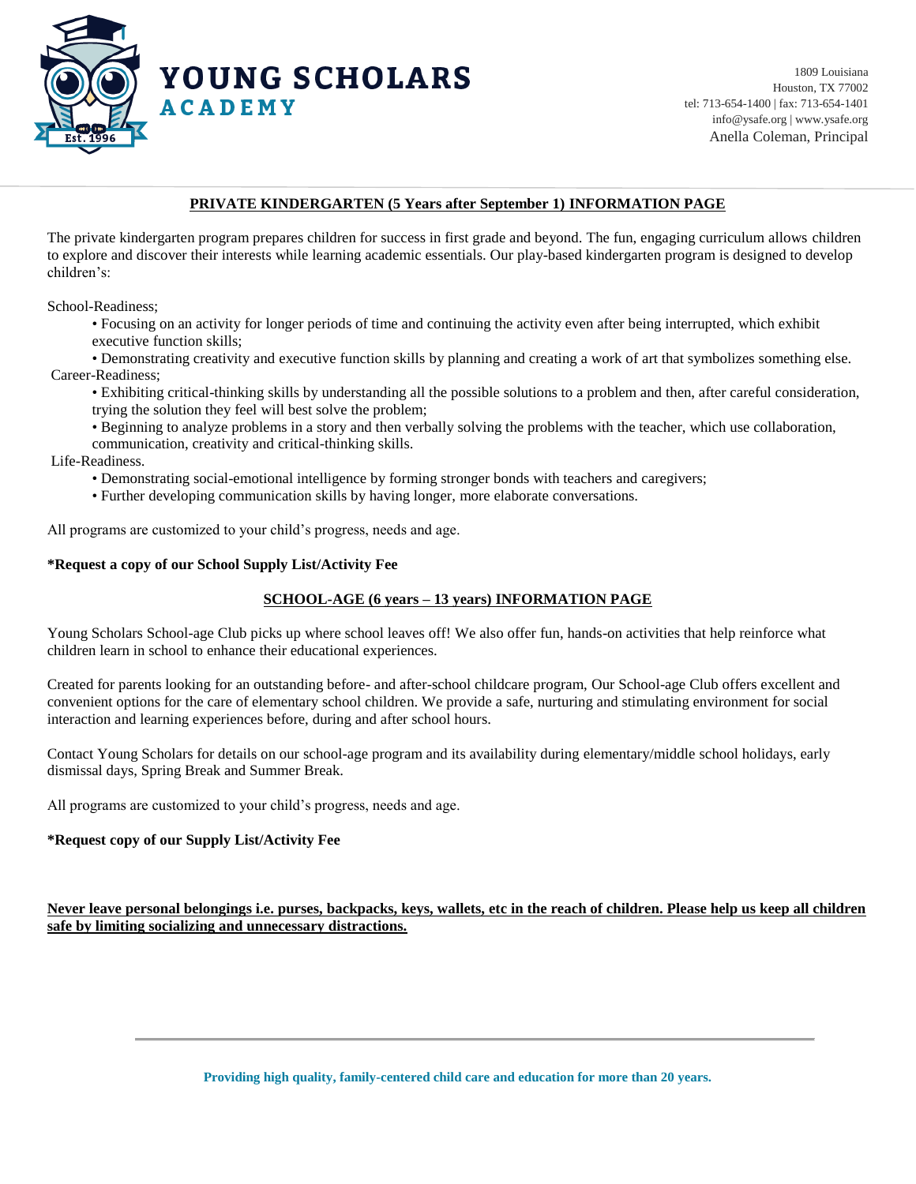# YOUNG SCHOLARS ACADEMY

1809 Louisiana
Houston, TX 77002
tel: 713-654-1400 | fax: 713-654-1401
info@ysafe.org | www.ysafe.org
Anella Coleman, Principal

## PRIVATE KINDERGARTEN (5 Years after September 1) INFORMATION PAGE

The private kindergarten program prepares children for success in first grade and beyond. The fun, engaging curriculum allows children to explore and discover their interests while learning academic essentials. Our play-based kindergarten program is designed to develop children's:

School-Readiness;

- Focusing on an activity for longer periods of time and continuing the activity even after being interrupted, which exhibit executive function skills;
- Demonstrating creativity and executive function skills by planning and creating a work of art that symbolizes something else.

Career-Readiness;

- Exhibiting critical-thinking skills by understanding all the possible solutions to a problem and then, after careful consideration, trying the solution they feel will best solve the problem;
- Beginning to analyze problems in a story and then verbally solving the problems with the teacher, which use collaboration, communication, creativity and critical-thinking skills.

Life-Readiness.

- Demonstrating social-emotional intelligence by forming stronger bonds with teachers and caregivers;
- Further developing communication skills by having longer, more elaborate conversations.

All programs are customized to your child's progress, needs and age.

**\*Request a copy of our School Supply List/Activity Fee**

## SCHOOL-AGE (6 years – 13 years) INFORMATION PAGE

Young Scholars School-age Club picks up where school leaves off! We also offer fun, hands-on activities that help reinforce what children learn in school to enhance their educational experiences.

Created for parents looking for an outstanding before- and after-school childcare program, Our School-age Club offers excellent and convenient options for the care of elementary school children. We provide a safe, nurturing and stimulating environment for social interaction and learning experiences before, during and after school hours.

Contact Young Scholars for details on our school-age program and its availability during elementary/middle school holidays, early dismissal days, Spring Break and Summer Break.

All programs are customized to your child's progress, needs and age.

**\*Request copy of our Supply List/Activity Fee**

**Never leave personal belongings i.e. purses, backpacks, keys, wallets, etc in the reach of children. Please help us keep all children safe by limiting socializing and unnecessary distractions.**

**Providing high quality, family-centered child care and education for more than 20 years.**